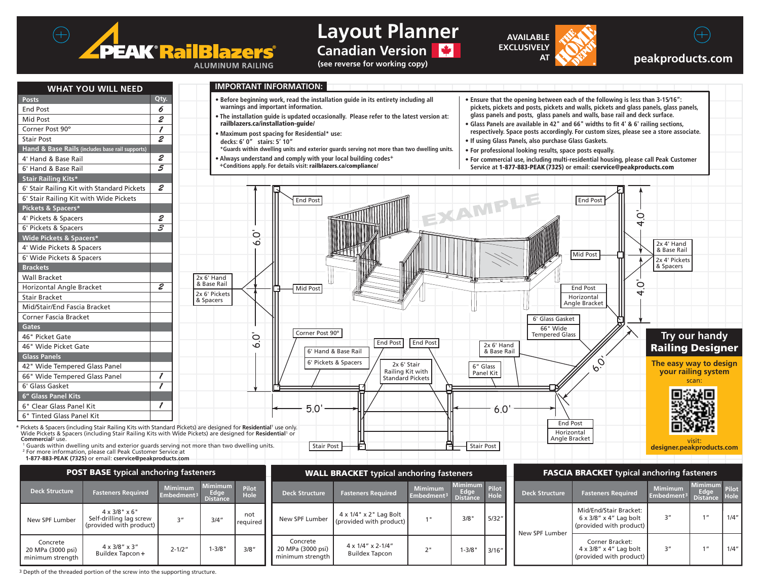# PEAK RailBlazers ALUMINUM RAILING

## Layout Planner
### Canadian Version
(see reverse for working copy)

AVAILABLE EXCLUSIVELY AT THE HOME DEPOT

peakproducts.com

## WHAT YOU WILL NEED

| Posts | Qty. |
|---|---|
| End Post | 6 |
| Mid Post | 2 |
| Corner Post 90° | 1 |
| Stair Post | 2 |
| **Hand & Base Rails** (includes base rail supports) | |
| 4' Hand & Base Rail | 2 |
| 6' Hand & Base Rail | 5 |
| **Stair Railing Kits*** | |
| 6' Stair Railing Kit with Standard Pickets | 2 |
| 6' Stair Railing Kit with Wide Pickets | |
| **Pickets & Spacers*** | |
| 4' Pickets & Spacers | 2 |
| 6' Pickets & Spacers | 3 |
| **Wide Pickets & Spacers*** | |
| 4' Wide Pickets & Spacers | |
| 6' Wide Pickets & Spacers | |
| **Brackets** | |
| Wall Bracket | |
| Horizontal Angle Bracket | 2 |
| Stair Bracket | |
| Mid/Stair/End Fascia Bracket | |
| Corner Fascia Bracket | |
| **Gates** | |
| 46" Picket Gate | |
| 46" Wide Picket Gate | |
| **Glass Panels** | |
| 42" Wide Tempered Glass Panel | |
| 66" Wide Tempered Glass Panel | 1 |
| 6' Glass Gasket | 1 |
| **6" Glass Panel Kits** | |
| 6" Clear Glass Panel Kit | 1 |
| 6" Tinted Glass Panel Kit | |

\* Pickets & Spacers (including Stair Railing Kits with Standard Pickets) are designed for **Residential**[1] use only. Wide Pickets & Spacers (including Stair Railing Kits with Wide Pickets) are designed for **Residential**[1] or **Commercial**[2] use.

[1] Guards within dwelling units and exterior guards serving not more than two dwelling units.

[2] For more information, please call Peak Customer Service at **1-877-883-PEAK (7325)** or email: **cservice@peakproducts.com**

## IMPORTANT INFORMATION:

- Before beginning work, read the installation guide in its entirety including all warnings and important information.
- The installation guide is updated occasionally. Please refer to the latest version at: **railblazers.ca/installation-guide/**
- Maximum post spacing for Residential* use: decks: 6' 0" stairs: 5' 10"
  *Guards within dwelling units and exterior guards serving not more than two dwelling units.
- Always understand and comply with your local building codes+
  +Conditions apply. For details visit: **railblazers.ca/compliance/**
- Ensure that the opening between each of the following is less than 3-15/16": pickets, pickets and posts, pickets and walls, pickets and glass panels, glass panels, glass panels and posts, glass panels and walls, base rail and deck surface.
- Glass Panels are available in 42" and 66" widths to fit 4' & 6' railing sections, respectively. Space posts accordingly. For custom sizes, please see a store associate.
- If using Glass Panels, also purchase Glass Gaskets.
- For professional looking results, space posts equally.
- For commercial use, including multi-residential housing, please call Peak Customer Service at **1-877-883-PEAK (7325)** or email: **cservice@peakproducts.com**

EXAMPLE

End Post
End Post
Mid Post
Mid Post
2x 4' Hand & Base Rail
2x 4' Pickets & Spacers
2x 6' Hand & Base Rail
2x 6' Pickets & Spacers
End Post
Horizontal Angle Bracket
6' Glass Gasket
66" Wide Tempered Glass
Corner Post 90°
End Post
End Post
6' Hand & Base Rail
6' Pickets & Spacers
2x 6' Stair Railing Kit with Standard Pickets
2x 6' Hand & Base Rail
6" Glass Panel Kit
End Post
Horizontal Angle Bracket
Stair Post
Stair Post
6.0'
6.0'
4.0'
4.0'
6.0'
5.0'
6.0'

### Try our handy Railing Designer
The easy way to design your railing system
scan:
visit: **designer.peakproducts.com**

## POST BASE typical anchoring fasteners

| Deck Structure | Fasteners Required | Mimimum Embedment[3] | Mimimum Edge Distance | Pilot Hole |
|---|---|---|---|---|
| New SPF Lumber | 4 x 3/8" x 6" Self-drilling lag screw (provided with product) | 3" | 3/4" | not required |
| Concrete 20 MPa (3000 psi) minimum strength | 4 x 3/8" x 3" Buildex Tapcon+ | 2-1/2" | 1-3/8" | 3/8" |

## WALL BRACKET typical anchoring fasteners

| Deck Structure | Fasteners Required | Mimimum Embedment[3] | Mimimum Edge Distance | Pilot Hole |
|---|---|---|---|---|
| New SPF Lumber | 4 x 1/4" x 2" Lag Bolt (provided with product) | 1" | 3/8" | 5/32" |
| Concrete 20 MPa (3000 psi) minimum strength | 4 x 1/4" x 2-1/4" Buildex Tapcon | 2" | 1-3/8" | 3/16" |

## FASCIA BRACKET typical anchoring fasteners

| Deck Structure | Fasteners Required | Mimimum Embedment[3] | Mimimum Edge Distance | Pilot Hole |
|---|---|---|---|---|
| New SPF Lumber | Mid/End/Stair Bracket: 6 x 3/8" x 4" Lag bolt (provided with product) | 3" | 1" | 1/4" |
| | Corner Bracket: 4 x 3/8" x 4" Lag bolt (provided with product) | 3" | 1" | 1/4" |

[3] Depth of the threaded portion of the screw into the supporting structure.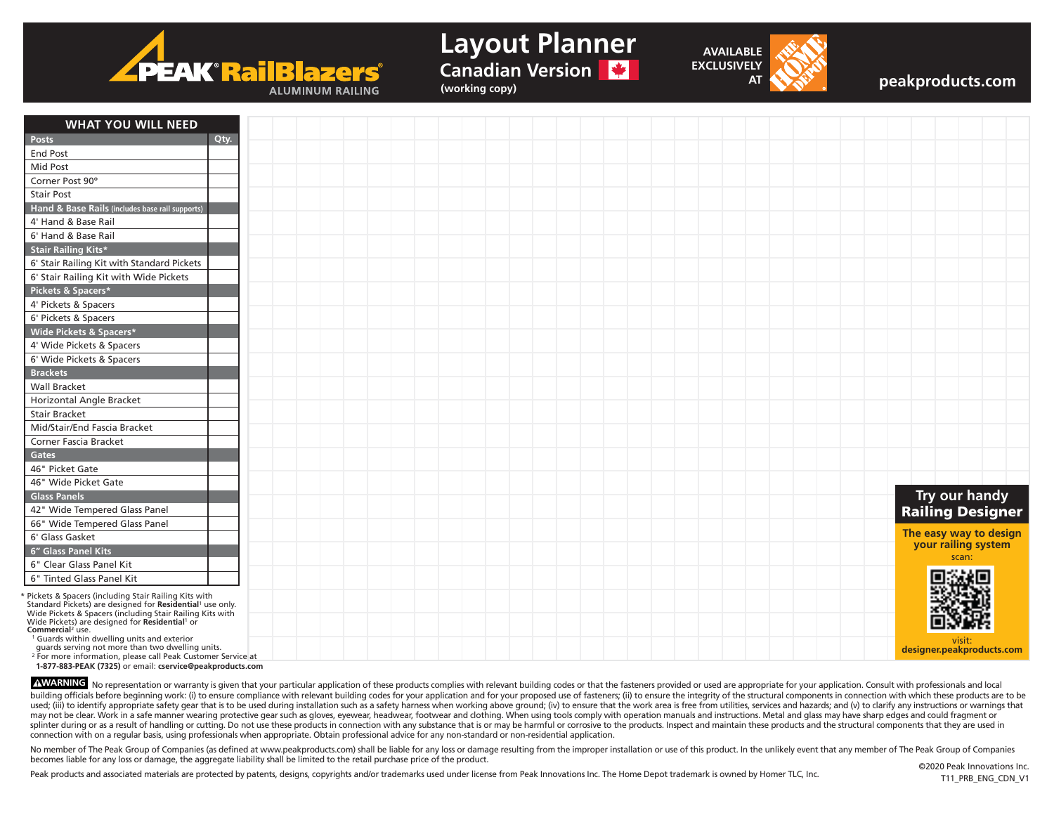# Layout Planner

## Canadian Version

(working copy)

AVAILABLE EXCLUSIVELY AT

peakproducts.com

## WHAT YOU WILL NEED

| Posts | Qty. |
|---|---|
| End Post | |
| Mid Post | |
| Corner Post 90° | |
| Stair Post | |
| **Hand & Base Rails** (includes base rail supports) | |
| 4' Hand & Base Rail | |
| 6' Hand & Base Rail | |
| **Stair Railing Kits*** | |
| 6' Stair Railing Kit with Standard Pickets | |
| 6' Stair Railing Kit with Wide Pickets | |
| **Pickets & Spacers*** | |
| 4' Pickets & Spacers | |
| 6' Pickets & Spacers | |
| **Wide Pickets & Spacers*** | |
| 4' Wide Pickets & Spacers | |
| 6' Wide Pickets & Spacers | |
| **Brackets** | |
| Wall Bracket | |
| Horizontal Angle Bracket | |
| Stair Bracket | |
| Mid/Stair/End Fascia Bracket | |
| Corner Fascia Bracket | |
| **Gates** | |
| 46" Picket Gate | |
| 46" Wide Picket Gate | |
| **Glass Panels** | |
| 42" Wide Tempered Glass Panel | |
| 66" Wide Tempered Glass Panel | |
| 6' Glass Gasket | |
| **6" Glass Panel Kits** | |
| 6" Clear Glass Panel Kit | |
| 6" Tinted Glass Panel Kit | |

\* Pickets & Spacers (including Stair Railing Kits with Standard Pickets) are designed for **Residential**[1] use only. Wide Pickets & Spacers (including Stair Railing Kits with Wide Pickets) are designed for **Residential**[1] or **Commercial**[2] use.

[1] Guards within dwelling units and exterior guards serving not more than two dwelling units.

[2] For more information, please call Peak Customer Service at **1-877-883-PEAK (7325)** or email: **cservice@peakproducts.com**

### Try our handy Railing Designer

**The easy way to design your railing system**

scan:

visit:
**designer.peakproducts.com**

**WARNING** No representation or warranty is given that your particular application of these products complies with relevant building codes or that the fasteners provided or used are appropriate for your application. Consult with professionals and local building officials before beginning work: (i) to ensure compliance with relevant building codes for your application and for your proposed use of fasteners; (ii) to ensure the integrity of the structural components in connection with which these products are to be used; (iii) to identify appropriate safety gear that is to be used during installation such as a safety harness when working above ground; (iv) to ensure that the work area is free from utilities, services and hazards; and (v) to clarify any instructions or warnings that may not be clear. Work in a safe manner wearing protective gear such as gloves, eyewear, headwear, footwear and clothing. When using tools comply with operation manuals and instructions. Metal and glass may have sharp edges and could fragment or splinter during or as a result of handling or cutting. Do not use these products in connection with any substance that is or may be harmful or corrosive to the products. Inspect and maintain these products and the structural components that they are used in connection with on a regular basis, using professionals when appropriate. Obtain professional advice for any non-standard or non-residential application.

No member of The Peak Group of Companies (as defined at www.peakproducts.com) shall be liable for any loss or damage resulting from the improper installation or use of this product. In the unlikely event that any member of The Peak Group of Companies becomes liable for any loss or damage, the aggregate liability shall be limited to the retail purchase price of the product.

Peak products and associated materials are protected by patents, designs, copyrights and/or trademarks used under license from Peak Innovations Inc. The Home Depot trademark is owned by Homer TLC, Inc.

©2020 Peak Innovations Inc.
T11_PRB_ENG_CDN_V1